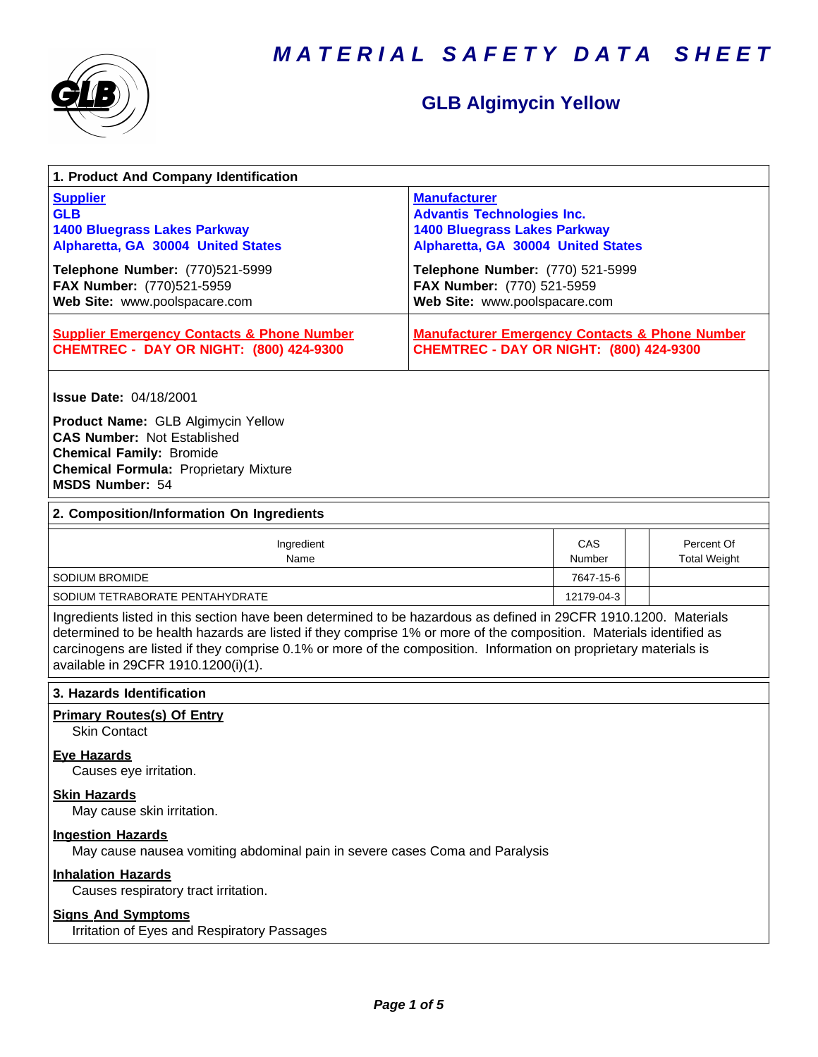# MATERIAL SAFETY DATA SHEET

## GLB Algimycin Yellow

### 1. Product And Company Identification

**Supplier**
**GLB**
**1400 Bluegrass Lakes Parkway**
**Alpharetta, GA 30004 United States**

**Telephone Number:** (770)521-5999
**FAX Number:** (770)521-5959
**Web Site:** www.poolspacare.com

**Manufacturer**
**Advantis Technologies Inc.**
**1400 Bluegrass Lakes Parkway**
**Alpharetta, GA 30004 United States**

**Telephone Number:** (770) 521-5999
**FAX Number:** (770) 521-5959
**Web Site:** www.poolspacare.com

**Supplier Emergency Contacts & Phone Number**
**CHEMTREC - DAY OR NIGHT: (800) 424-9300**

**Manufacturer Emergency Contacts & Phone Number**
**CHEMTREC - DAY OR NIGHT: (800) 424-9300**

**Issue Date:** 04/18/2001

**Product Name:** GLB Algimycin Yellow
**CAS Number:** Not Established
**Chemical Family:** Bromide
**Chemical Formula:** Proprietary Mixture
**MSDS Number:** 54

### 2. Composition/Information On Ingredients

| Ingredient Name | CAS Number | | Percent Of Total Weight |
|---|---|---|---|
| SODIUM BROMIDE | 7647-15-6 | | |
| SODIUM TETRABORATE PENTAHYDRATE | 12179-04-3 | | |

Ingredients listed in this section have been determined to be hazardous as defined in 29CFR 1910.1200. Materials determined to be health hazards are listed if they comprise 1% or more of the composition. Materials identified as carcinogens are listed if they comprise 0.1% or more of the composition. Information on proprietary materials is available in 29CFR 1910.1200(i)(1).

### 3. Hazards Identification

**Primary Routes(s) Of Entry**
Skin Contact

**Eye Hazards**
Causes eye irritation.

**Skin Hazards**
May cause skin irritation.

**Ingestion Hazards**
May cause nausea vomiting abdominal pain in severe cases Coma and Paralysis

**Inhalation Hazards**
Causes respiratory tract irritation.

**Signs And Symptoms**
Irritation of Eyes and Respiratory Passages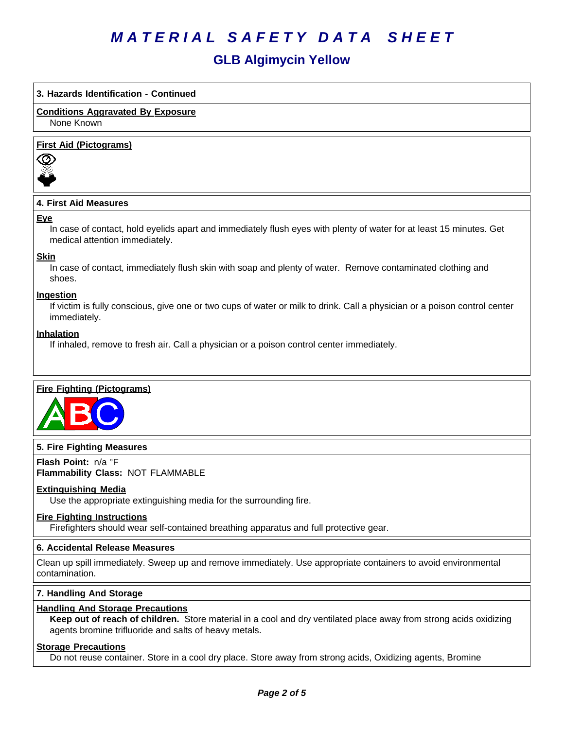# MATERIAL SAFETY DATA SHEET

## GLB Algimycin Yellow

### 3. Hazards Identification - Continued

**Conditions Aggravated By Exposure**

None Known

**First Aid (Pictograms)**

### 4. First Aid Measures

**Eye**

In case of contact, hold eyelids apart and immediately flush eyes with plenty of water for at least 15 minutes. Get medical attention immediately.

**Skin**

In case of contact, immediately flush skin with soap and plenty of water. Remove contaminated clothing and shoes.

**Ingestion**

If victim is fully conscious, give one or two cups of water or milk to drink. Call a physician or a poison control center immediately.

**Inhalation**

If inhaled, remove to fresh air. Call a physician or a poison control center immediately.

**Fire Fighting (Pictograms)**

### 5. Fire Fighting Measures

**Flash Point:** n/a °F
**Flammability Class:** NOT FLAMMABLE

**Extinguishing Media**

Use the appropriate extinguishing media for the surrounding fire.

**Fire Fighting Instructions**

Firefighters should wear self-contained breathing apparatus and full protective gear.

### 6. Accidental Release Measures

Clean up spill immediately. Sweep up and remove immediately. Use appropriate containers to avoid environmental contamination.

### 7. Handling And Storage

**Handling And Storage Precautions**

**Keep out of reach of children.** Store material in a cool and dry ventilated place away from strong acids oxidizing agents bromine trifluoride and salts of heavy metals.

**Storage Precautions**

Do not reuse container. Store in a cool dry place. Store away from strong acids, Oxidizing agents, Bromine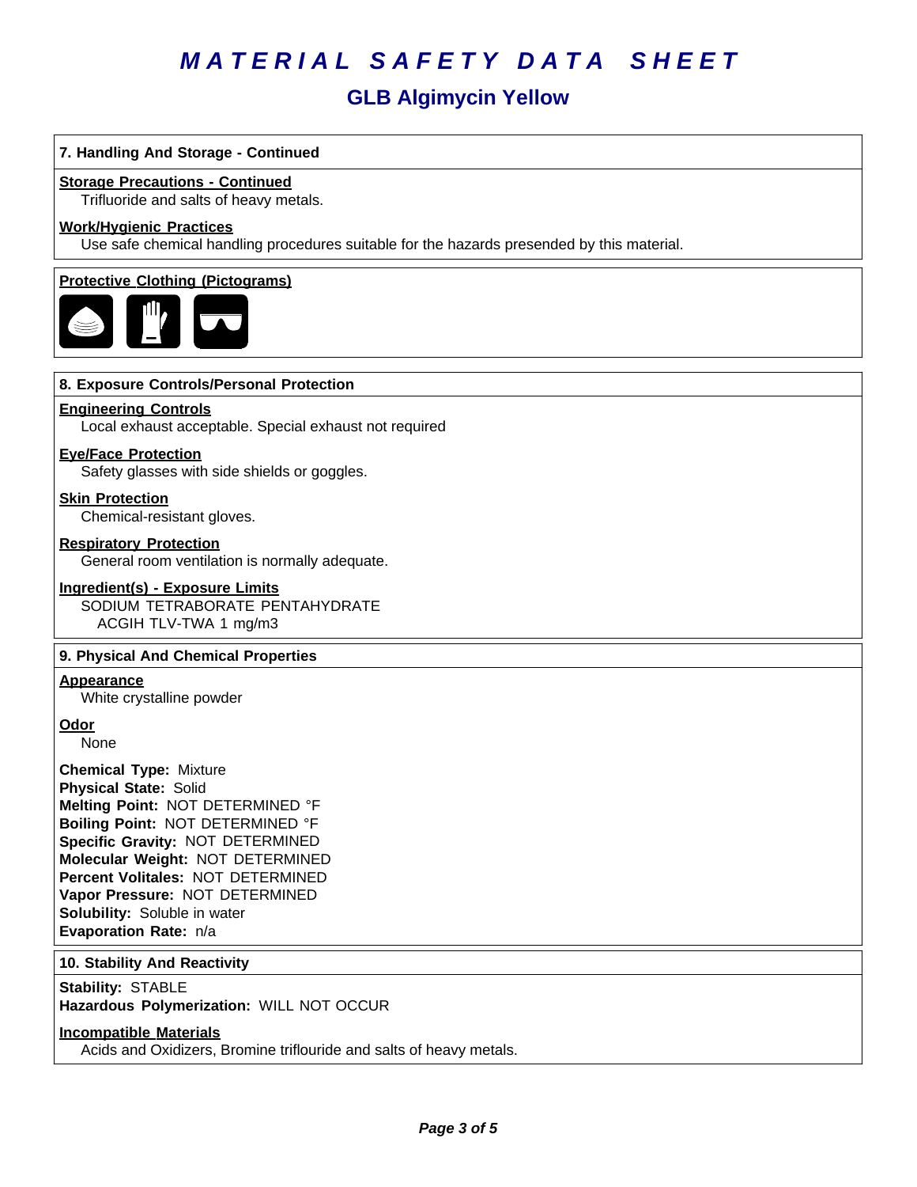# MATERIAL SAFETY DATA SHEET

## GLB Algimycin Yellow

### 7. Handling And Storage - Continued

**Storage Precautions - Continued**

Trifluoride and salts of heavy metals.

**Work/Hygienic Practices**

Use safe chemical handling procedures suitable for the hazards presended by this material.

**Protective Clothing (Pictograms)**

### 8. Exposure Controls/Personal Protection

**Engineering Controls**

Local exhaust acceptable. Special exhaust not required

**Eye/Face Protection**

Safety glasses with side shields or goggles.

**Skin Protection**

Chemical-resistant gloves.

**Respiratory Protection**

General room ventilation is normally adequate.

**Ingredient(s) - Exposure Limits**

SODIUM TETRABORATE PENTAHYDRATE
ACGIH TLV-TWA 1 mg/m3

### 9. Physical And Chemical Properties

**Appearance**

White crystalline powder

**Odor**

None

**Chemical Type:** Mixture
**Physical State:** Solid
**Melting Point:** NOT DETERMINED °F
**Boiling Point:** NOT DETERMINED °F
**Specific Gravity:** NOT DETERMINED
**Molecular Weight:** NOT DETERMINED
**Percent Volitales:** NOT DETERMINED
**Vapor Pressure:** NOT DETERMINED
**Solubility:** Soluble in water
**Evaporation Rate:** n/a

### 10. Stability And Reactivity

**Stability:** STABLE
**Hazardous Polymerization:** WILL NOT OCCUR

**Incompatible Materials**

Acids and Oxidizers, Bromine triflouride and salts of heavy metals.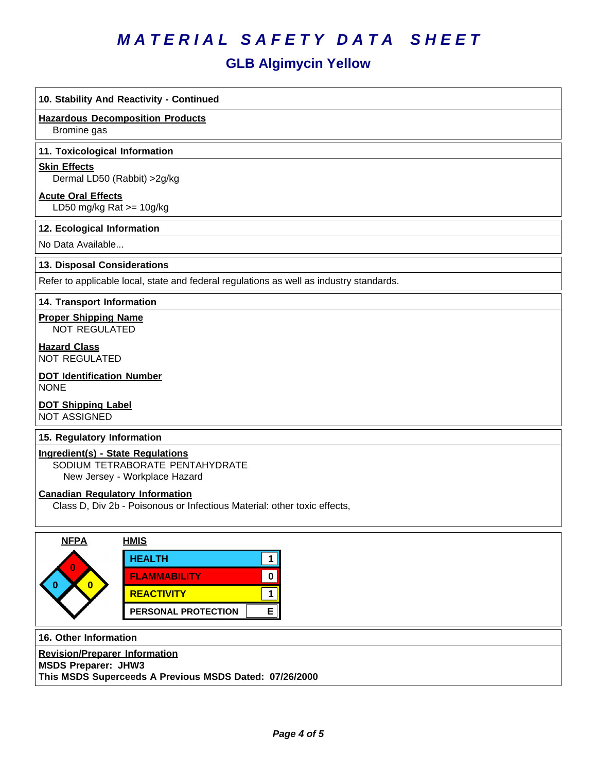# MATERIAL SAFETY DATA SHEET

## GLB Algimycin Yellow

### 10. Stability And Reactivity - Continued

**Hazardous Decomposition Products**

Bromine gas

### 11. Toxicological Information

**Skin Effects**

Dermal LD50 (Rabbit) >2g/kg

**Acute Oral Effects**

LD50 mg/kg Rat >= 10g/kg

### 12. Ecological Information

No Data Available...

### 13. Disposal Considerations

Refer to applicable local, state and federal regulations as well as industry standards.

### 14. Transport Information

**Proper Shipping Name**

NOT REGULATED

**Hazard Class**

NOT REGULATED

**DOT Identification Number**

NONE

**DOT Shipping Label**

NOT ASSIGNED

### 15. Regulatory Information

**Ingredient(s) - State Regulations**

SODIUM TETRABORATE PENTAHYDRATE

New Jersey - Workplace Hazard

**Canadian Regulatory Information**

Class D, Div 2b - Poisonous or Infectious Material: other toxic effects,

**NFPA**

| Health | Flammability | Reactivity | Special |
|---|---|---|---|
| 0 | 0 | 0 | |

**HMIS**

| | |
|---|---|
| HEALTH | 1 |
| FLAMMABILITY | 0 |
| REACTIVITY | 1 |
| PERSONAL PROTECTION | E |

### 16. Other Information

**Revision/Preparer Information**

**MSDS Preparer: JHW3**

**This MSDS Superceeds A Previous MSDS Dated: 07/26/2000**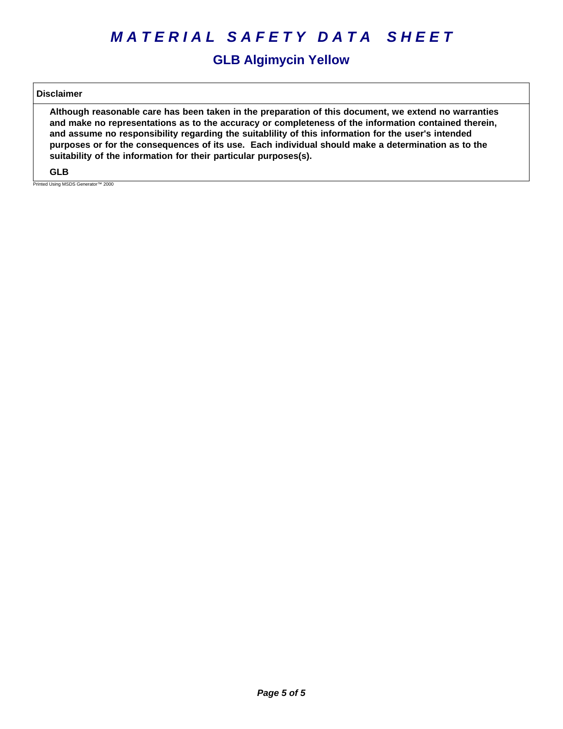### Disclaimer

**Although reasonable care has been taken in the preparation of this document, we extend no warranties and make no representations as to the accuracy or completeness of the information contained therein, and assume no responsibility regarding the suitablility of this information for the user's intended purposes or for the consequences of its use. Each individual should make a determination as to the suitability of the information for their particular purposes(s).**

**GLB**

Printed Using MSDS Generator™ 2000